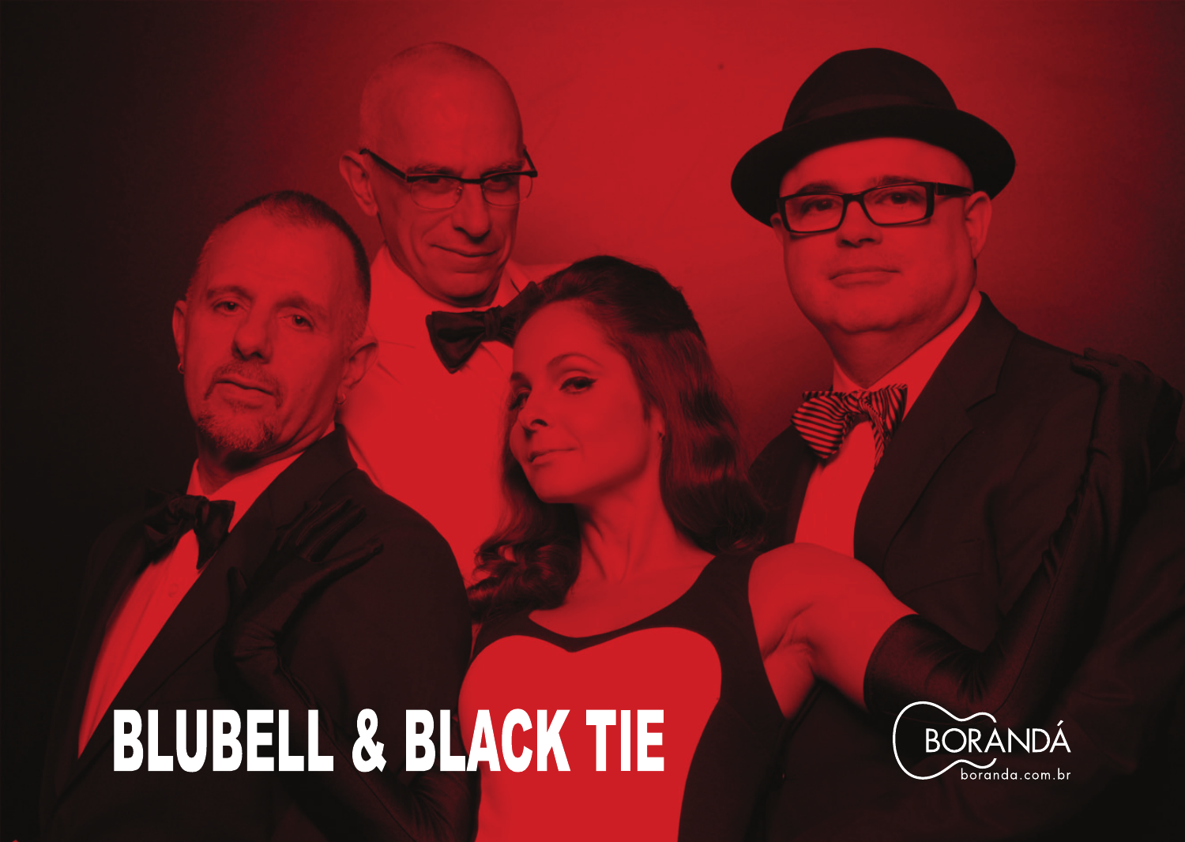# BLUBELL & BLACK TIE

BORANDÁ
boranda.com.br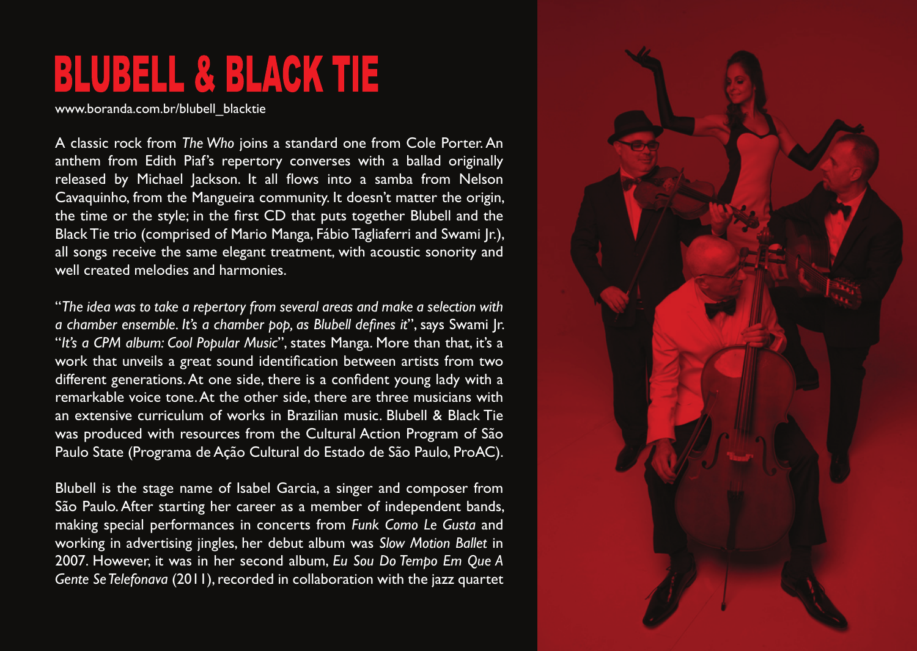# BLUBELL & BLACK TIE

www.boranda.com.br/blubell_blacktie

A classic rock from *The Who* joins a standard one from Cole Porter. An anthem from Edith Piaf's repertory converses with a ballad originally released by Michael Jackson. It all flows into a samba from Nelson Cavaquinho, from the Mangueira community. It doesn't matter the origin, the time or the style; in the first CD that puts together Blubell and the Black Tie trio (comprised of Mario Manga, Fábio Tagliaferri and Swami Jr.), all songs receive the same elegant treatment, with acoustic sonority and well created melodies and harmonies.

"*The idea was to take a repertory from several areas and make a selection with a chamber ensemble. It's a chamber pop, as Blubell defines it*", says Swami Jr. "*It's a CPM album: Cool Popular Music*", states Manga. More than that, it's a work that unveils a great sound identification between artists from two different generations. At one side, there is a confident young lady with a remarkable voice tone. At the other side, there are three musicians with an extensive curriculum of works in Brazilian music. Blubell & Black Tie was produced with resources from the Cultural Action Program of São Paulo State (Programa de Ação Cultural do Estado de São Paulo, ProAC).

Blubell is the stage name of Isabel Garcia, a singer and composer from São Paulo. After starting her career as a member of independent bands, making special performances in concerts from *Funk Como Le Gusta* and working in advertising jingles, her debut album was *Slow Motion Ballet* in 2007. However, it was in her second album, *Eu Sou Do Tempo Em Que A Gente Se Telefonava* (2011), recorded in collaboration with the jazz quartet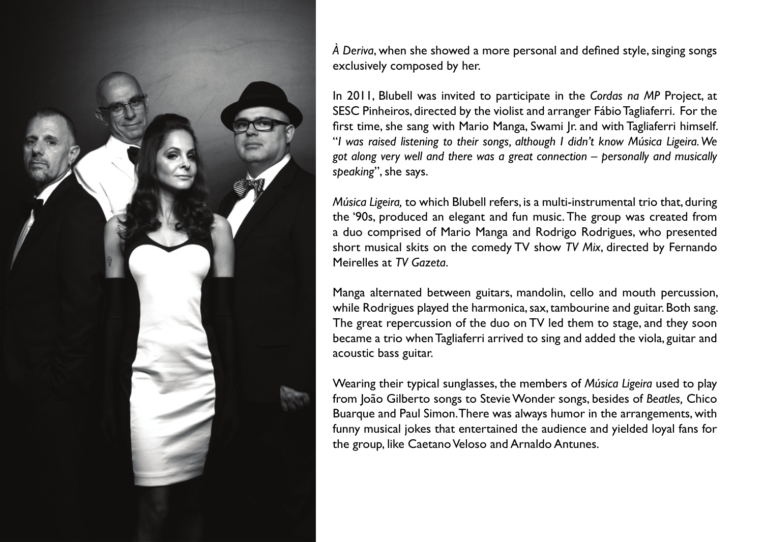*À Deriva*, when she showed a more personal and defined style, singing songs exclusively composed by her.

In 2011, Blubell was invited to participate in the *Cordas na MP* Project, at SESC Pinheiros, directed by the violist and arranger Fábio Tagliaferri. For the first time, she sang with Mario Manga, Swami Jr. and with Tagliaferri himself. "*I was raised listening to their songs, although I didn't know Música Ligeira. We got along very well and there was a great connection – personally and musically speaking*", she says.

*Música Ligeira,* to which Blubell refers, is a multi-instrumental trio that, during the '90s, produced an elegant and fun music. The group was created from a duo comprised of Mario Manga and Rodrigo Rodrigues, who presented short musical skits on the comedy TV show *TV Mix*, directed by Fernando Meirelles at *TV Gazeta*.

Manga alternated between guitars, mandolin, cello and mouth percussion, while Rodrigues played the harmonica, sax, tambourine and guitar. Both sang. The great repercussion of the duo on TV led them to stage, and they soon became a trio when Tagliaferri arrived to sing and added the viola, guitar and acoustic bass guitar.

Wearing their typical sunglasses, the members of *Música Ligeira* used to play from João Gilberto songs to Stevie Wonder songs, besides of *Beatles,* Chico Buarque and Paul Simon. There was always humor in the arrangements, with funny musical jokes that entertained the audience and yielded loyal fans for the group, like Caetano Veloso and Arnaldo Antunes.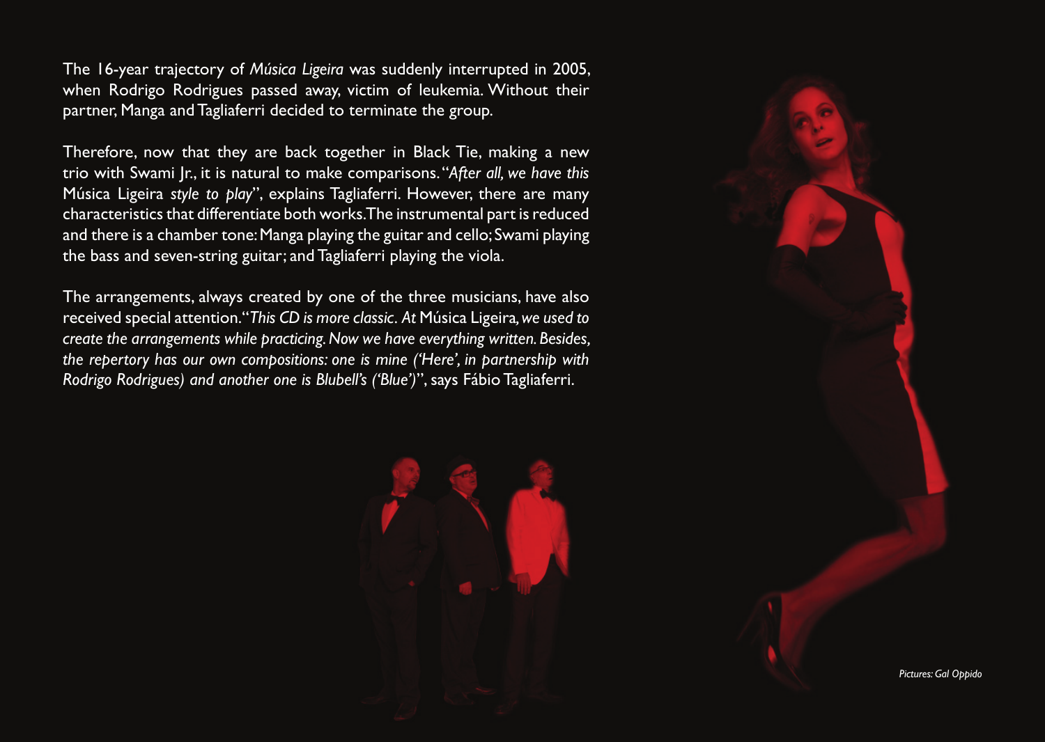The 16-year trajectory of *Música Ligeira* was suddenly interrupted in 2005, when Rodrigo Rodrigues passed away, victim of leukemia. Without their partner, Manga and Tagliaferri decided to terminate the group.

Therefore, now that they are back together in Black Tie, making a new trio with Swami Jr., it is natural to make comparisons. "*After all, we have this* Música Ligeira *style to play*", explains Tagliaferri. However, there are many characteristics that differentiate both works. The instrumental part is reduced and there is a chamber tone: Manga playing the guitar and cello; Swami playing the bass and seven-string guitar; and Tagliaferri playing the viola.

The arrangements, always created by one of the three musicians, have also received special attention. "*This CD is more classic. At* Música Ligeira*, we used to create the arrangements while practicing. Now we have everything written. Besides, the repertory has our own compositions: one is mine ('Here', in partnership with Rodrigo Rodrigues) and another one is Blubell's ('Blue')*", says Fábio Tagliaferri.

*Pictures: Gal Oppido*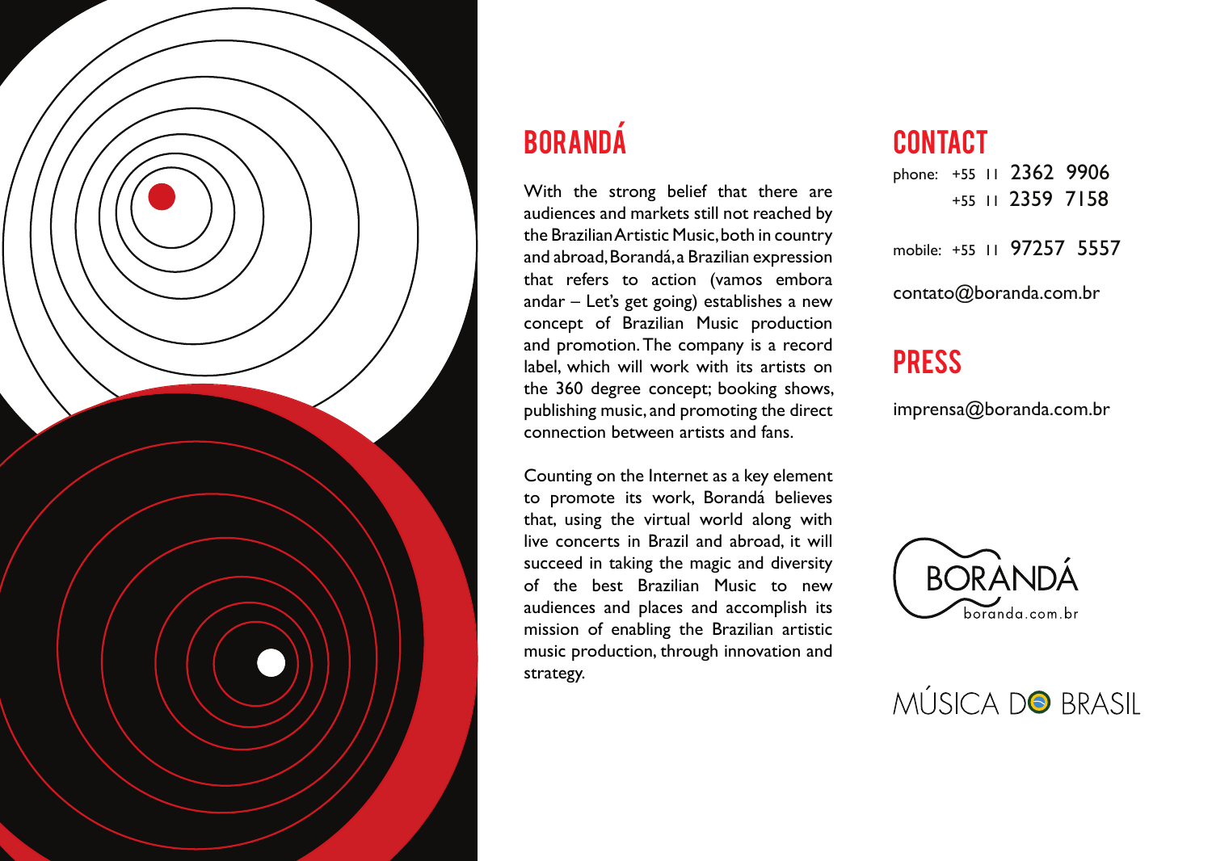## BORANDÁ

With the strong belief that there are audiences and markets still not reached by the Brazilian Artistic Music, both in country and abroad, Borandá, a Brazilian expression that refers to action (vamos embora andar – Let's get going) establishes a new concept of Brazilian Music production and promotion. The company is a record label, which will work with its artists on the 360 degree concept; booking shows, publishing music, and promoting the direct connection between artists and fans.

Counting on the Internet as a key element to promote its work, Borandá believes that, using the virtual world along with live concerts in Brazil and abroad, it will succeed in taking the magic and diversity of the best Brazilian Music to new audiences and places and accomplish its mission of enabling the Brazilian artistic music production, through innovation and strategy.

## CONTACT

phone: +55 11 2362 9906
+55 11 2359 7158

mobile: +55 11 97257 5557

contato@boranda.com.br

## PRESS

imprensa@boranda.com.br

BORANDÁ
boranda.com.br

MÚSICA DO BRASIL